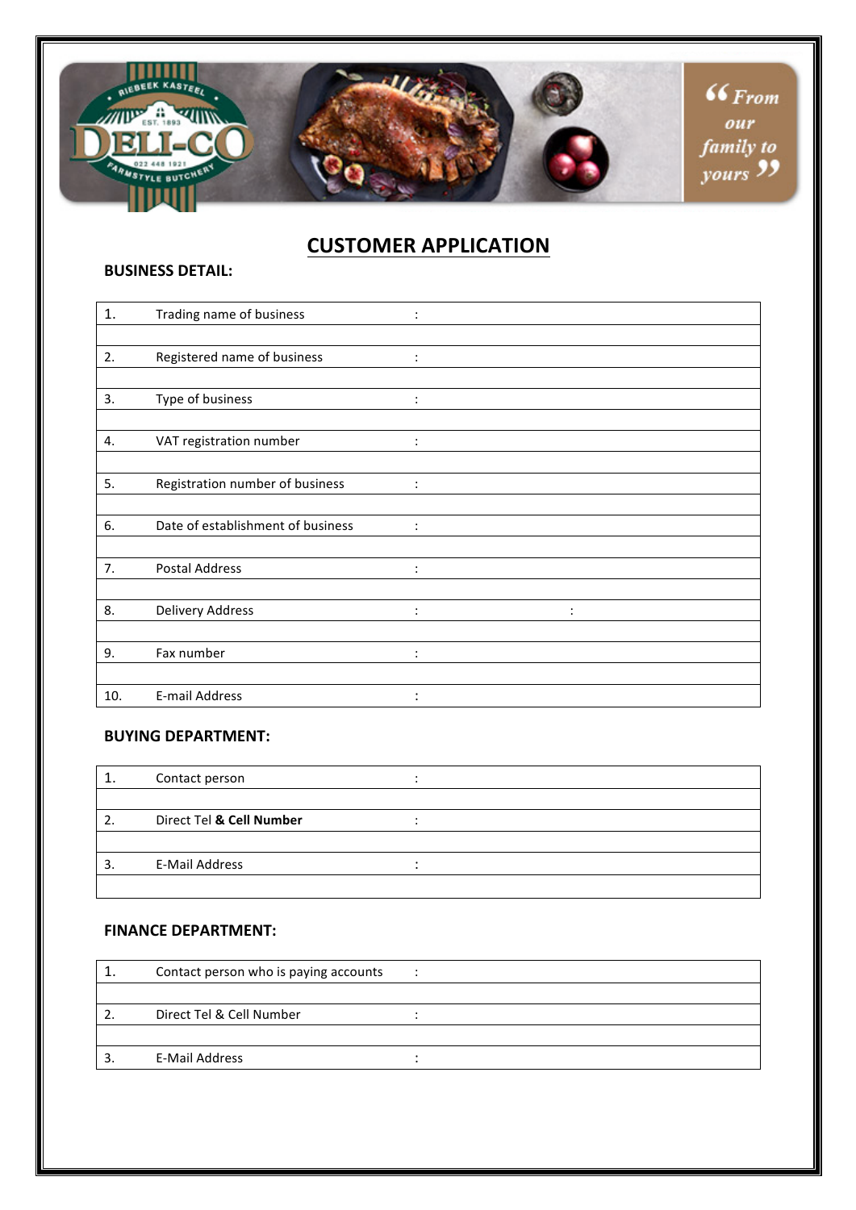# CUSTOMER APPLICATION

**BUSINESS DETAIL:**

| | | | |
|---|---|---|---|
| 1. | Trading name of business | : | |
| | | | |
| 2. | Registered name of business | : | |
| | | | |
| 3. | Type of business | : | |
| | | | |
| 4. | VAT registration number | : | |
| | | | |
| 5. | Registration number of business | : | |
| | | | |
| 6. | Date of establishment of business | : | |
| | | | |
| 7. | Postal Address | : | |
| | | | |
| 8. | Delivery Address | : | : |
| | | | |
| 9. | Fax number | : | |
| | | | |
| 10. | E-mail Address | : | |

**BUYING DEPARTMENT:**

| | | | |
|---|---|---|---|
| 1. | Contact person | : | |
| | | | |
| 2. | Direct Tel **& Cell Number** | : | |
| | | | |
| 3. | E-Mail Address | : | |
| | | | |

**FINANCE DEPARTMENT:**

| | | | |
|---|---|---|---|
| 1. | Contact person who is paying accounts | : | |
| | | | |
| 2. | Direct Tel & Cell Number | : | |
| | | | |
| 3. | E-Mail Address | : | |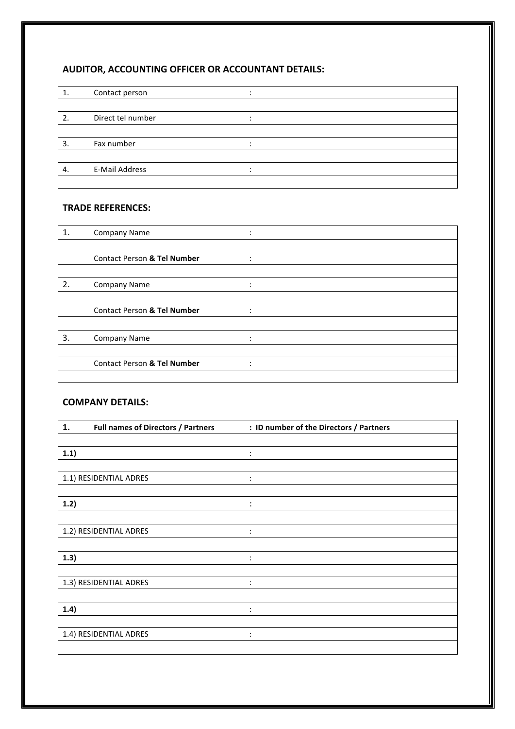## AUDITOR, ACCOUNTING OFFICER OR ACCOUNTANT DETAILS:

| | | |
|---|---|---|
| 1. | Contact person | : |
| | | |
| 2. | Direct tel number | : |
| | | |
| 3. | Fax number | : |
| | | |
| 4. | E-Mail Address | : |
| | | |

## TRADE REFERENCES:

| | | |
|---|---|---|
| 1. | Company Name | : |
| | | |
| | Contact Person **& Tel Number** | : |
| | | |
| 2. | Company Name | : |
| | | |
| | Contact Person **& Tel Number** | : |
| | | |
| 3. | Company Name | : |
| | | |
| | Contact Person **& Tel Number** | : |
| | | |

## COMPANY DETAILS:

| | |
|---|---|
| **1. Full names of Directors / Partners** | **: ID number of the Directors / Partners** |
| | |
| **1.1)** | : |
| | |
| 1.1) RESIDENTIAL ADRES | : |
| | |
| **1.2)** | : |
| | |
| 1.2) RESIDENTIAL ADRES | : |
| | |
| **1.3)** | : |
| | |
| 1.3) RESIDENTIAL ADRES | : |
| | |
| **1.4)** | : |
| | |
| 1.4) RESIDENTIAL ADRES | : |
| | |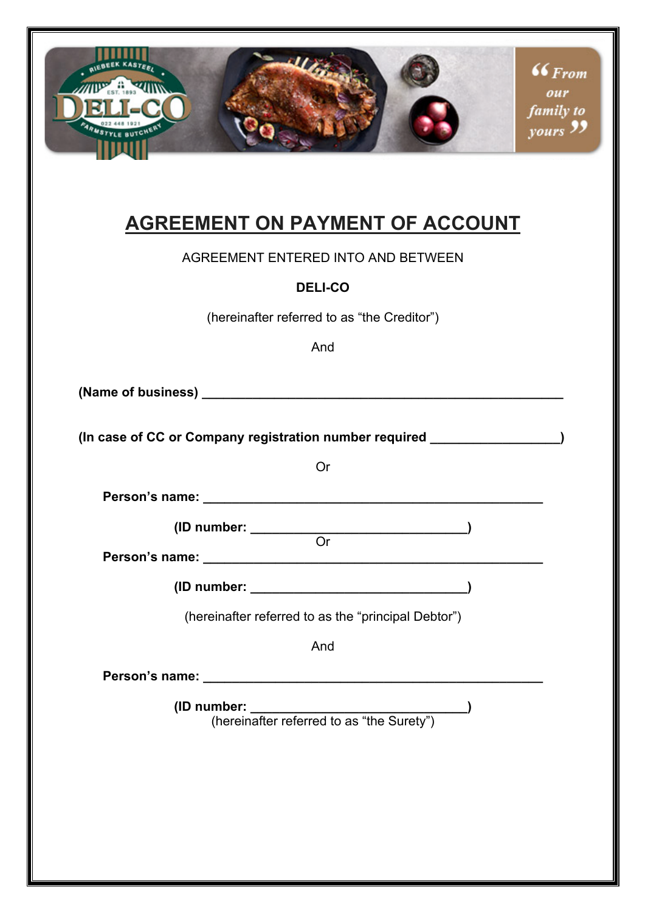# AGREEMENT ON PAYMENT OF ACCOUNT

AGREEMENT ENTERED INTO AND BETWEEN

**DELI-CO**

(hereinafter referred to as "the Creditor")

And

**(Name of business) ____________________________________________________**

**(In case of CC or Company registration number required _________________)**

Or

**Person's name: ______________________________________________**

**(ID number: ____________________________)**

Or

**Person's name: ______________________________________________**

**(ID number: ____________________________)**

(hereinafter referred to as the "principal Debtor")

And

**Person's name: ______________________________________________**

**(ID number: ____________________________)**

(hereinafter referred to as "the Surety")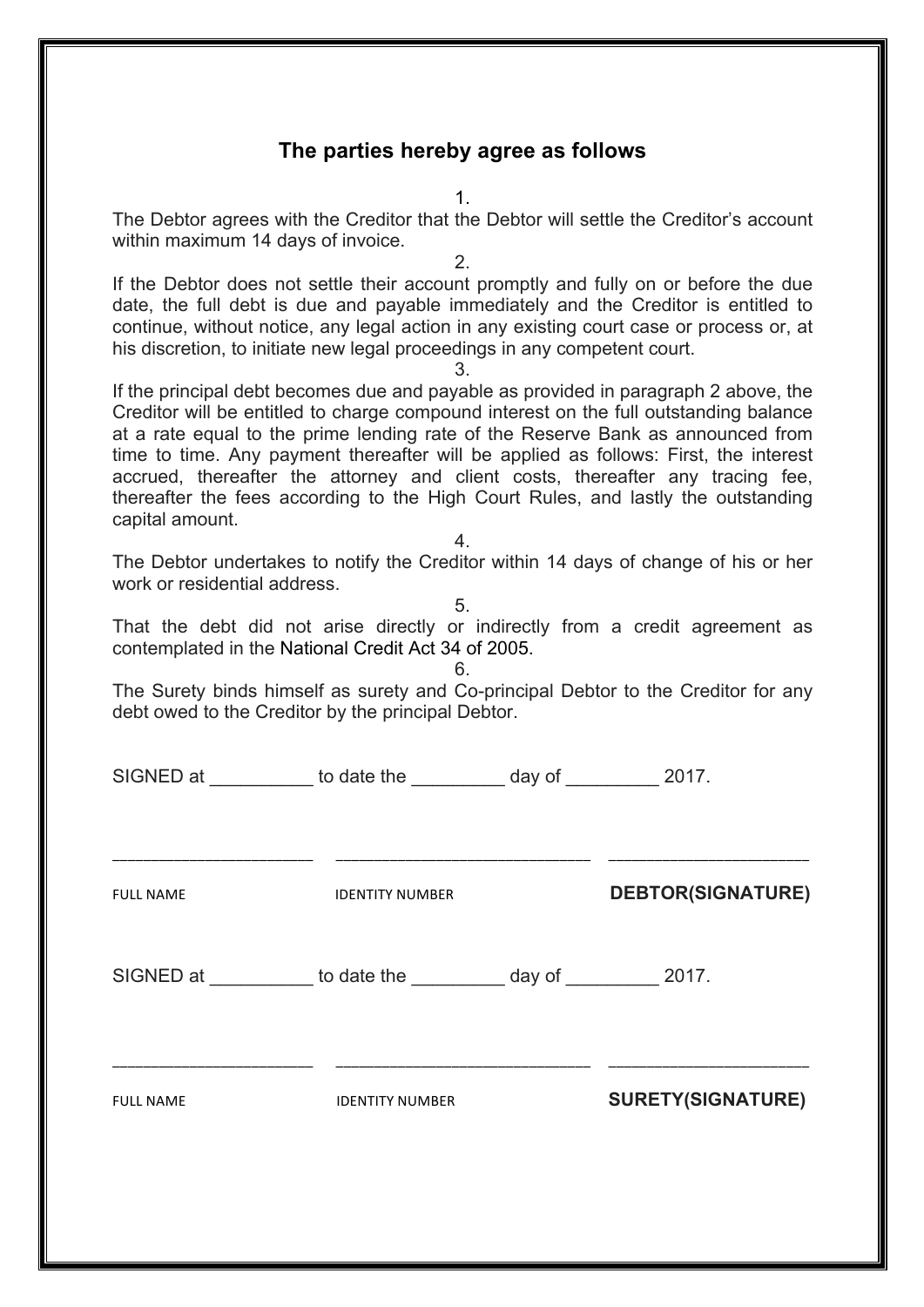## The parties hereby agree as follows

1.

The Debtor agrees with the Creditor that the Debtor will settle the Creditor's account within maximum 14 days of invoice.

2.

If the Debtor does not settle their account promptly and fully on or before the due date, the full debt is due and payable immediately and the Creditor is entitled to continue, without notice, any legal action in any existing court case or process or, at his discretion, to initiate new legal proceedings in any competent court.

3.

If the principal debt becomes due and payable as provided in paragraph 2 above, the Creditor will be entitled to charge compound interest on the full outstanding balance at a rate equal to the prime lending rate of the Reserve Bank as announced from time to time. Any payment thereafter will be applied as follows: First, the interest accrued, thereafter the attorney and client costs, thereafter any tracing fee, thereafter the fees according to the High Court Rules, and lastly the outstanding capital amount.

4.

The Debtor undertakes to notify the Creditor within 14 days of change of his or her work or residential address.

5.

That the debt did not arise directly or indirectly from a credit agreement as contemplated in the National Credit Act 34 of 2005.

6.

The Surety binds himself as surety and Co-principal Debtor to the Creditor for any debt owed to the Creditor by the principal Debtor.

SIGNED at __________ to date the _________ day of _________ 2017.

| ____________________ | _________________________ | ____________________ |
|---|---|---|
| FULL NAME | IDENTITY NUMBER | **DEBTOR(SIGNATURE)** |

SIGNED at __________ to date the _________ day of _________ 2017.

| ____________________ | _________________________ | ____________________ |
|---|---|---|
| FULL NAME | IDENTITY NUMBER | **SURETY(SIGNATURE)** |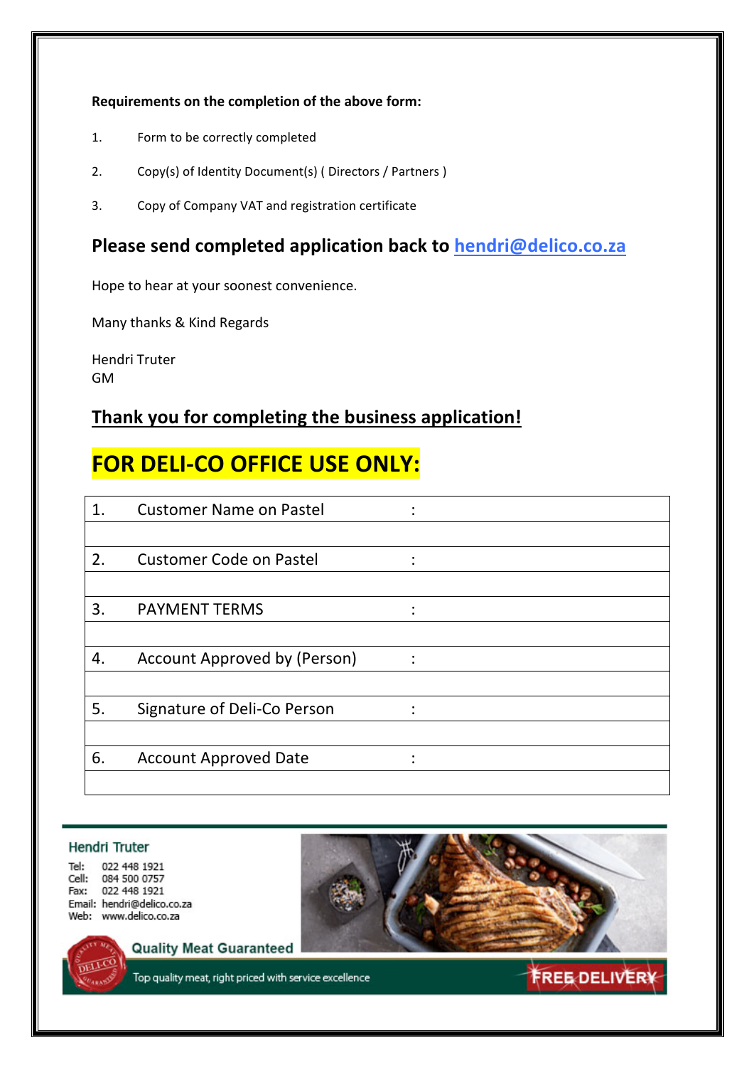**Requirements on the completion of the above form:**

1. Form to be correctly completed
2. Copy(s) of Identity Document(s) ( Directors / Partners )
3. Copy of Company VAT and registration certificate

## Please send completed application back to hendri@delico.co.za

Hope to hear at your soonest convenience.

Many thanks & Kind Regards

Hendri Truter
GM

## Thank you for completing the business application!

# FOR DELI-CO OFFICE USE ONLY:

| | | | |
|---|---|---|---|
| 1. | Customer Name on Pastel | : | |
| | | | |
| 2. | Customer Code on Pastel | : | |
| | | | |
| 3. | PAYMENT TERMS | : | |
| | | | |
| 4. | Account Approved by (Person) | : | |
| | | | |
| 5. | Signature of Deli-Co Person | : | |
| | | | |
| 6. | Account Approved Date | : | |
| | | | |

Hendri Truter

Tel: 022 448 1921
Cell: 084 500 0757
Fax: 022 448 1921
Email: hendri@delico.co.za
Web: www.delico.co.za

Quality Meat Guaranteed

Top quality meat, right priced with service excellence

FREE DELIVERY